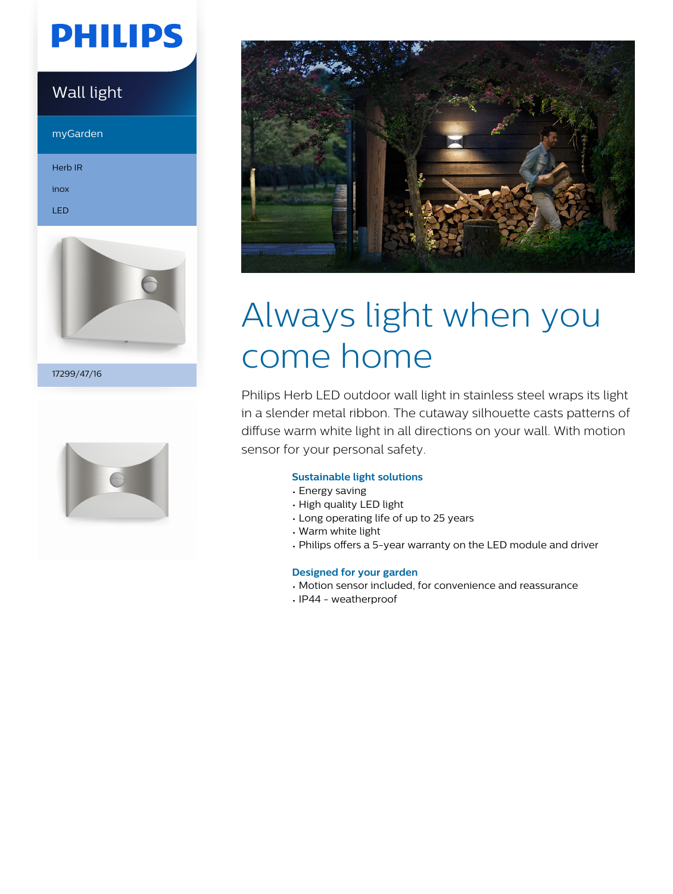PHILIPS

Wall light

myGarden

Herb IR

inox

LED

17299/47/16

# Always light when you come home

Philips Herb LED outdoor wall light in stainless steel wraps its light in a slender metal ribbon. The cutaway silhouette casts patterns of diffuse warm white light in all directions on your wall. With motion sensor for your personal safety.

### Sustainable light solutions

- Energy saving
- High quality LED light
- Long operating life of up to 25 years
- Warm white light
- Philips offers a 5-year warranty on the LED module and driver

### Designed for your garden

- Motion sensor included, for convenience and reassurance
- IP44 - weatherproof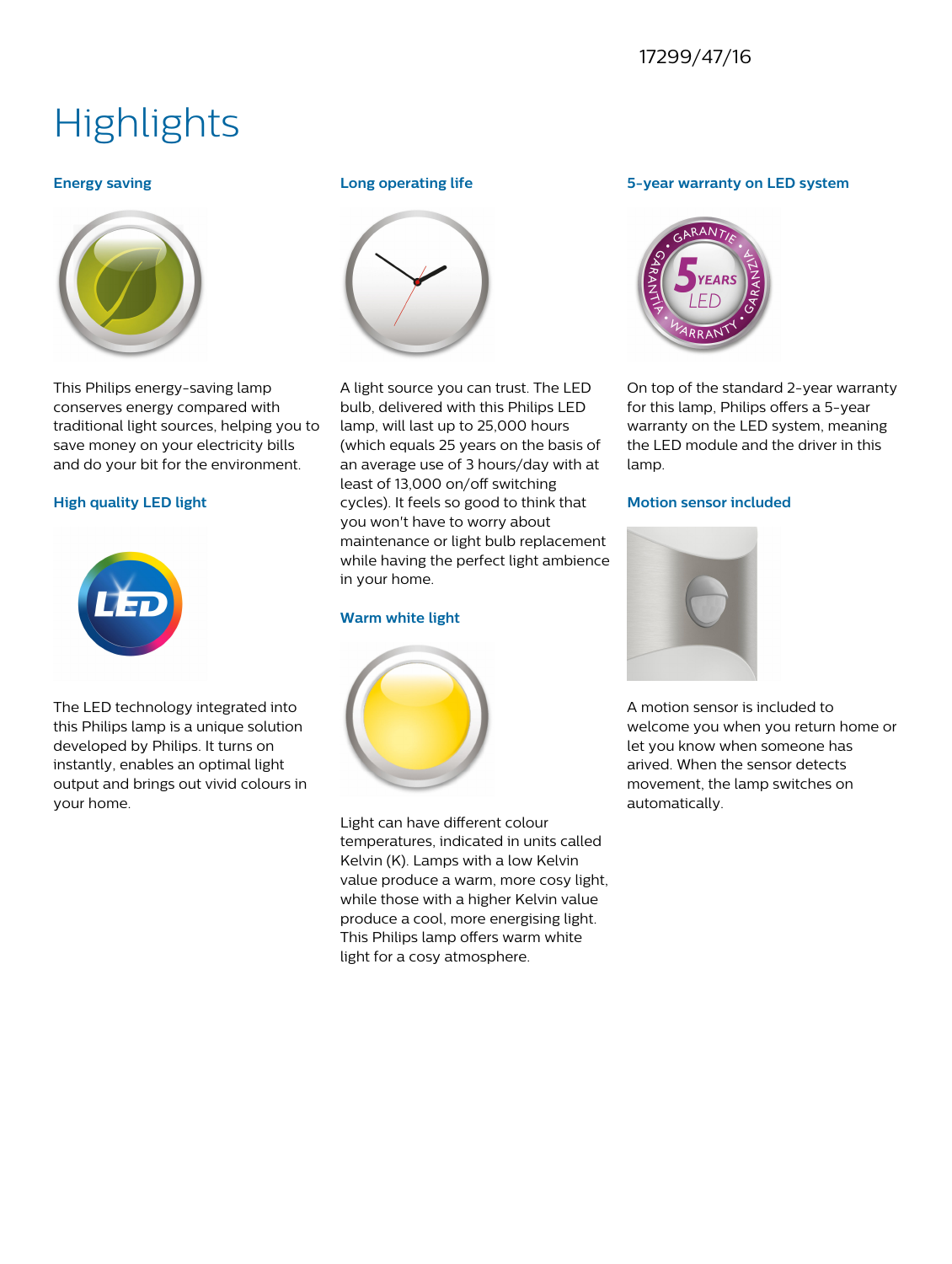17299/47/16

# Highlights

### Energy saving

This Philips energy-saving lamp conserves energy compared with traditional light sources, helping you to save money on your electricity bills and do your bit for the environment.

### High quality LED light

The LED technology integrated into this Philips lamp is a unique solution developed by Philips. It turns on instantly, enables an optimal light output and brings out vivid colours in your home.

### Long operating life

A light source you can trust. The LED bulb, delivered with this Philips LED lamp, will last up to 25,000 hours (which equals 25 years on the basis of an average use of 3 hours/day with at least of 13,000 on/off switching cycles). It feels so good to think that you won't have to worry about maintenance or light bulb replacement while having the perfect light ambience in your home.

### Warm white light

Light can have different colour temperatures, indicated in units called Kelvin (K). Lamps with a low Kelvin value produce a warm, more cosy light, while those with a higher Kelvin value produce a cool, more energising light. This Philips lamp offers warm white light for a cosy atmosphere.

### 5-year warranty on LED system

On top of the standard 2-year warranty for this lamp, Philips offers a 5-year warranty on the LED system, meaning the LED module and the driver in this lamp.

### Motion sensor included

A motion sensor is included to welcome you when you return home or let you know when someone has arived. When the sensor detects movement, the lamp switches on automatically.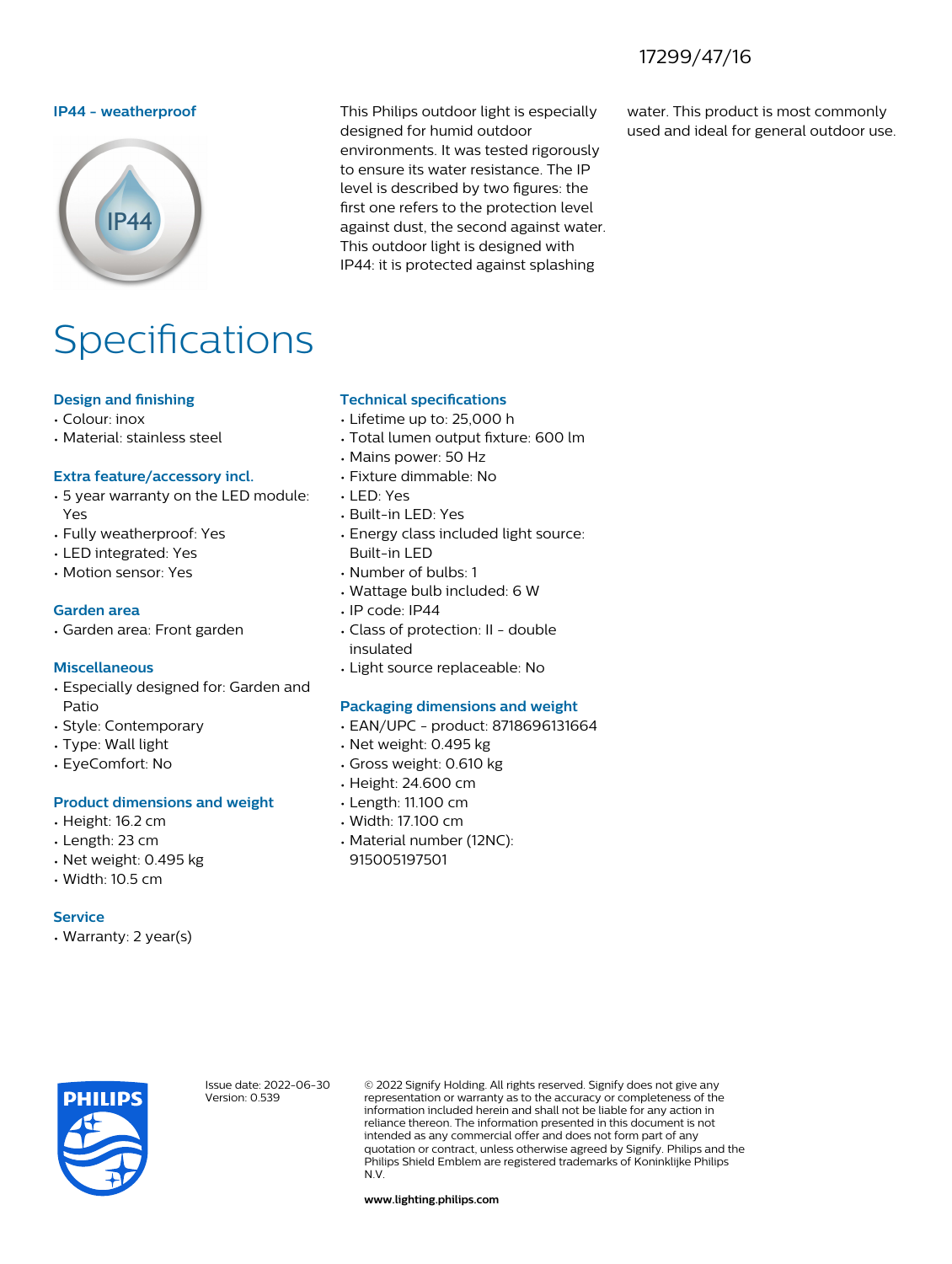17299/47/16

### IP44 - weatherproof

This Philips outdoor light is especially designed for humid outdoor environments. It was tested rigorously to ensure its water resistance. The IP level is described by two figures: the first one refers to the protection level against dust, the second against water. This outdoor light is designed with IP44: it is protected against splashing water. This product is most commonly used and ideal for general outdoor use.

# Specifications

### Design and finishing

- Colour: inox
- Material: stainless steel

### Extra feature/accessory incl.

- 5 year warranty on the LED module: Yes
- Fully weatherproof: Yes
- LED integrated: Yes
- Motion sensor: Yes

### Garden area

- Garden area: Front garden

### Miscellaneous

- Especially designed for: Garden and Patio
- Style: Contemporary
- Type: Wall light
- EyeComfort: No

### Product dimensions and weight

- Height: 16.2 cm
- Length: 23 cm
- Net weight: 0.495 kg
- Width: 10.5 cm

### Service

- Warranty: 2 year(s)

### Technical specifications

- Lifetime up to: 25,000 h
- Total lumen output fixture: 600 lm
- Mains power: 50 Hz
- Fixture dimmable: No
- LED: Yes
- Built-in LED: Yes
- Energy class included light source: Built-in LED
- Number of bulbs: 1
- Wattage bulb included: 6 W
- IP code: IP44
- Class of protection: II - double insulated
- Light source replaceable: No

### Packaging dimensions and weight

- EAN/UPC - product: 8718696131664
- Net weight: 0.495 kg
- Gross weight: 0.610 kg
- Height: 24.600 cm
- Length: 11.100 cm
- Width: 17.100 cm
- Material number (12NC): 915005197501

Issue date: 2022-06-30
Version: 0.539

© 2022 Signify Holding. All rights reserved. Signify does not give any representation or warranty as to the accuracy or completeness of the information included herein and shall not be liable for any action in reliance thereon. The information presented in this document is not intended as any commercial offer and does not form part of any quotation or contract, unless otherwise agreed by Signify. Philips and the Philips Shield Emblem are registered trademarks of Koninklijke Philips N.V.

**www.lighting.philips.com**